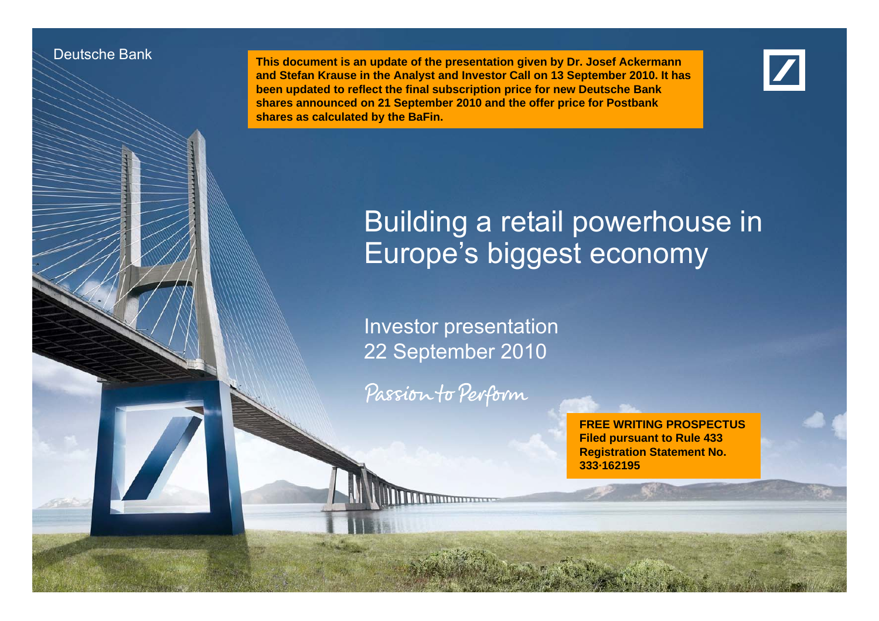Deutsche Bank

**This document is an update of the presentation given by Dr. Josef Ackermann and Stefan Krause in the Analyst and Investor Call on 13 September 2010. It has been updated to reflect the final subscription price for new Deutsche Bank shares announced on 21 September 2010 and the offer price for Postbank shares as calculated by the BaFin.**

# Building a retail powerhouse in Europe's biggest economy

Investor presentation
22 September 2010

Passion to Perform

**FREE WRITING PROSPECTUS**
**Filed pursuant to Rule 433**
**Registration Statement No. 333-162195**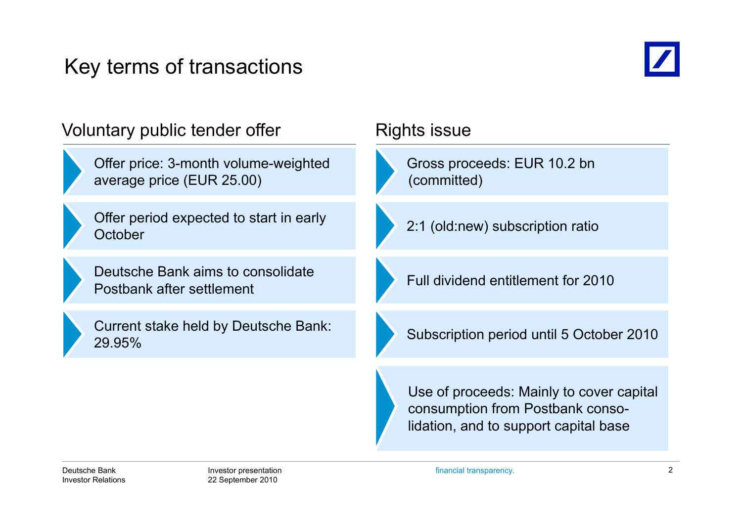# Key terms of transactions

## Voluntary public tender offer

- Offer price: 3-month volume-weighted average price (EUR 25.00)
- Offer period expected to start in early October
- Deutsche Bank aims to consolidate Postbank after settlement
- Current stake held by Deutsche Bank: 29.95%

## Rights issue

- Gross proceeds: EUR 10.2 bn (committed)
- 2:1 (old:new) subscription ratio
- Full dividend entitlement for 2010
- Subscription period until 5 October 2010
- Use of proceeds: Mainly to cover capital consumption from Postbank consolidation, and to support capital base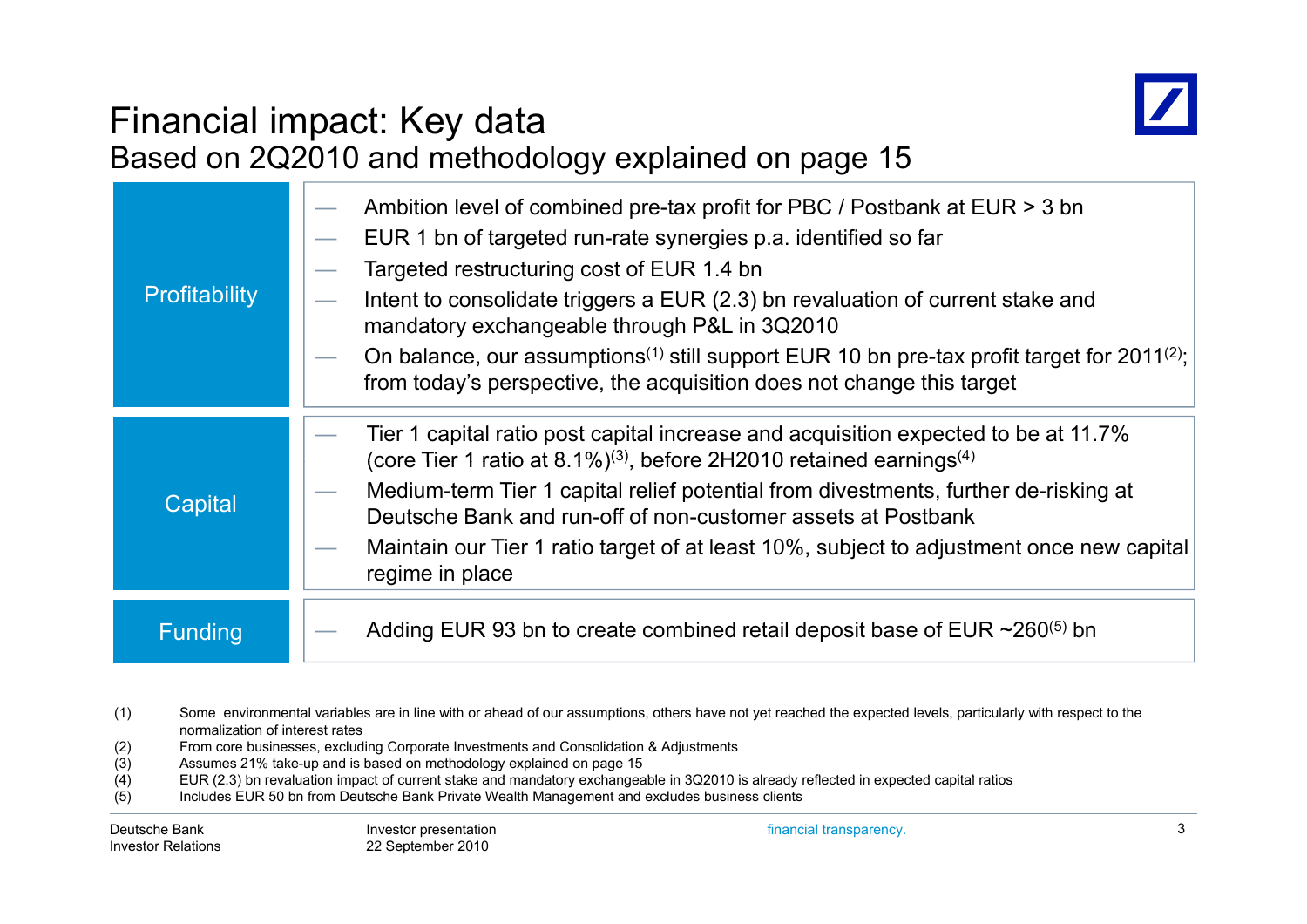# Financial impact: Key data

## Based on 2Q2010 and methodology explained on page 15

| | |
|---|---|
| Profitability | — Ambition level of combined pre-tax profit for PBC / Postbank at EUR > 3 bn<br>— EUR 1 bn of targeted run-rate synergies p.a. identified so far<br>— Targeted restructuring cost of EUR 1.4 bn<br>— Intent to consolidate triggers a EUR (2.3) bn revaluation of current stake and mandatory exchangeable through P&L in 3Q2010<br>— On balance, our assumptions(1) still support EUR 10 bn pre-tax profit target for 2011(2); from today's perspective, the acquisition does not change this target |
| Capital | — Tier 1 capital ratio post capital increase and acquisition expected to be at 11.7% (core Tier 1 ratio at 8.1%)(3), before 2H2010 retained earnings(4)<br>— Medium-term Tier 1 capital relief potential from divestments, further de-risking at Deutsche Bank and run-off of non-customer assets at Postbank<br>— Maintain our Tier 1 ratio target of at least 10%, subject to adjustment once new capital regime in place |
| Funding | — Adding EUR 93 bn to create combined retail deposit base of EUR ~260(5) bn |

(1) Some environmental variables are in line with or ahead of our assumptions, others have not yet reached the expected levels, particularly with respect to the normalization of interest rates
(2) From core businesses, excluding Corporate Investments and Consolidation & Adjustments
(3) Assumes 21% take-up and is based on methodology explained on page 15
(4) EUR (2.3) bn revaluation impact of current stake and mandatory exchangeable in 3Q2010 is already reflected in expected capital ratios
(5) Includes EUR 50 bn from Deutsche Bank Private Wealth Management and excludes business clients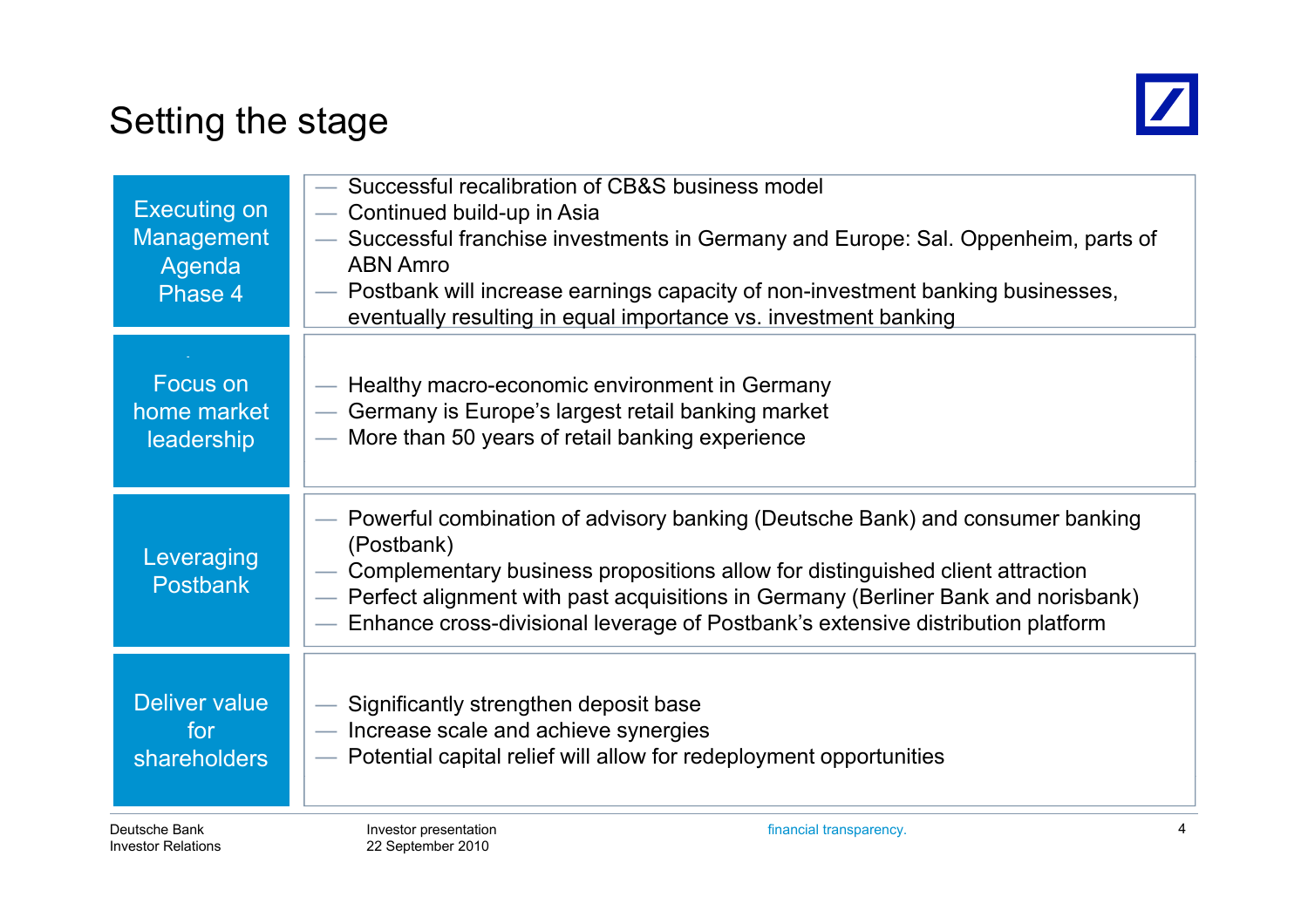# Setting the stage

## Executing on Management Agenda Phase 4

- Successful recalibration of CB&S business model
- Continued build-up in Asia
- Successful franchise investments in Germany and Europe: Sal. Oppenheim, parts of ABN Amro
- Postbank will increase earnings capacity of non-investment banking businesses, eventually resulting in equal importance vs. investment banking

## Focus on home market leadership

- Healthy macro-economic environment in Germany
- Germany is Europe's largest retail banking market
- More than 50 years of retail banking experience

## Leveraging Postbank

- Powerful combination of advisory banking (Deutsche Bank) and consumer banking (Postbank)
- Complementary business propositions allow for distinguished client attraction
- Perfect alignment with past acquisitions in Germany (Berliner Bank and norisbank)
- Enhance cross-divisional leverage of Postbank's extensive distribution platform

## Deliver value for shareholders

- Significantly strengthen deposit base
- Increase scale and achieve synergies
- Potential capital relief will allow for redeployment opportunities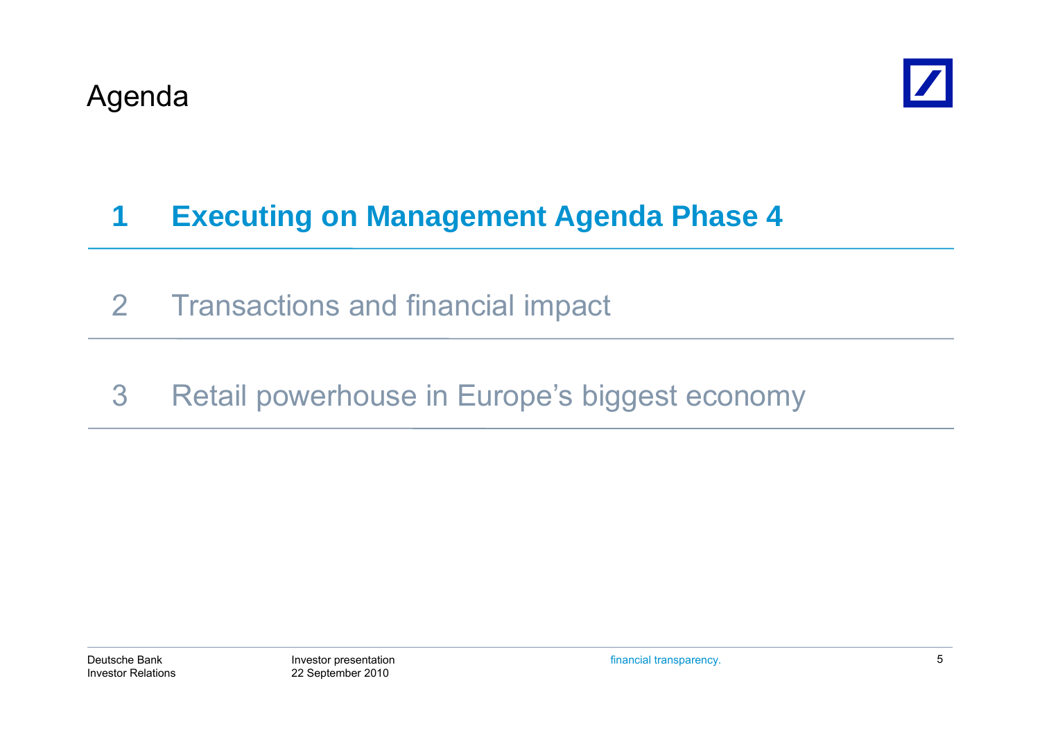# Agenda

1. **Executing on Management Agenda Phase 4**
2. Transactions and financial impact
3. Retail powerhouse in Europe's biggest economy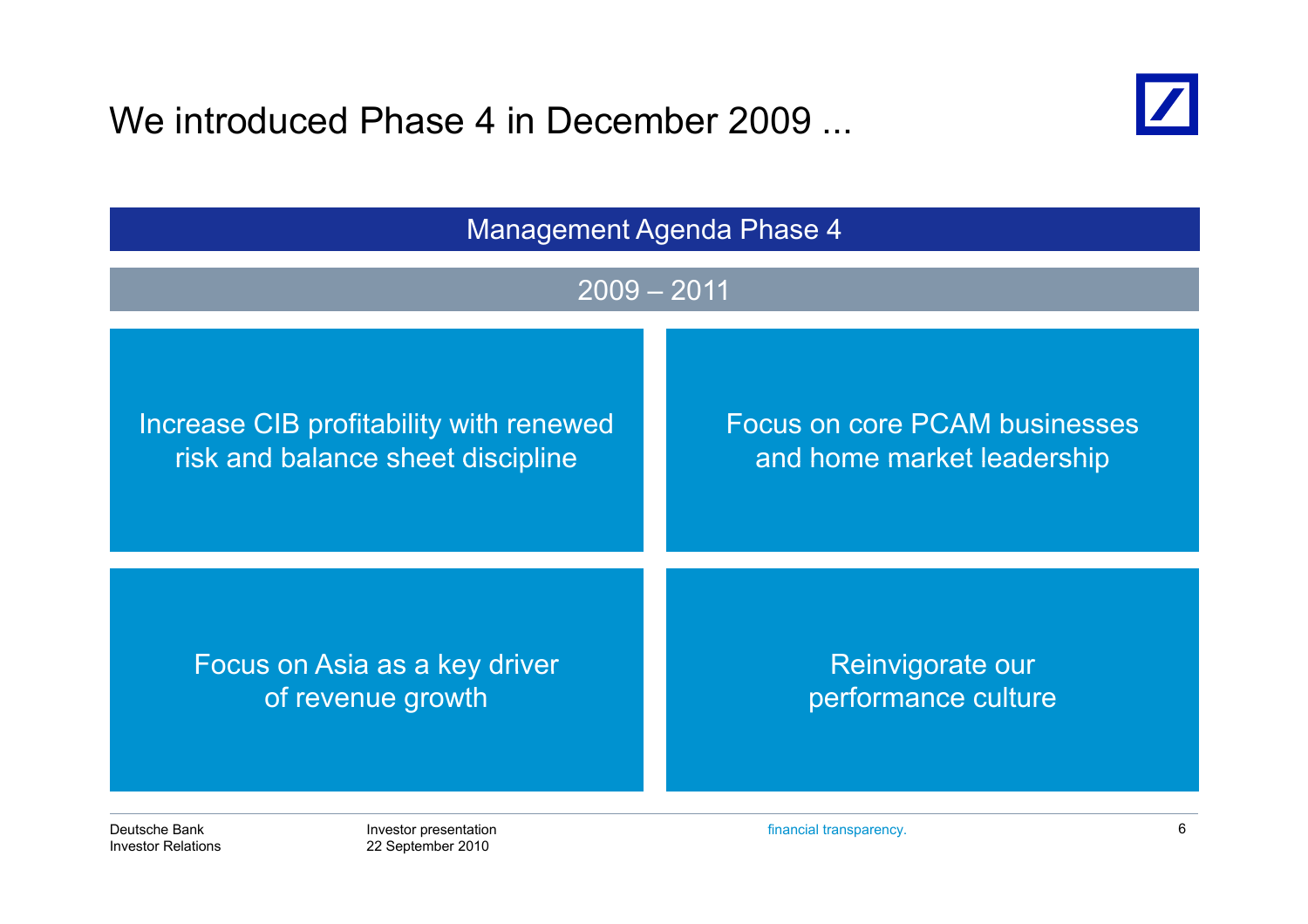# We introduced Phase 4 in December 2009 ...

## Management Agenda Phase 4

### 2009 – 2011

- Increase CIB profitability with renewed risk and balance sheet discipline
- Focus on core PCAM businesses and home market leadership
- Focus on Asia as a key driver of revenue growth
- Reinvigorate our performance culture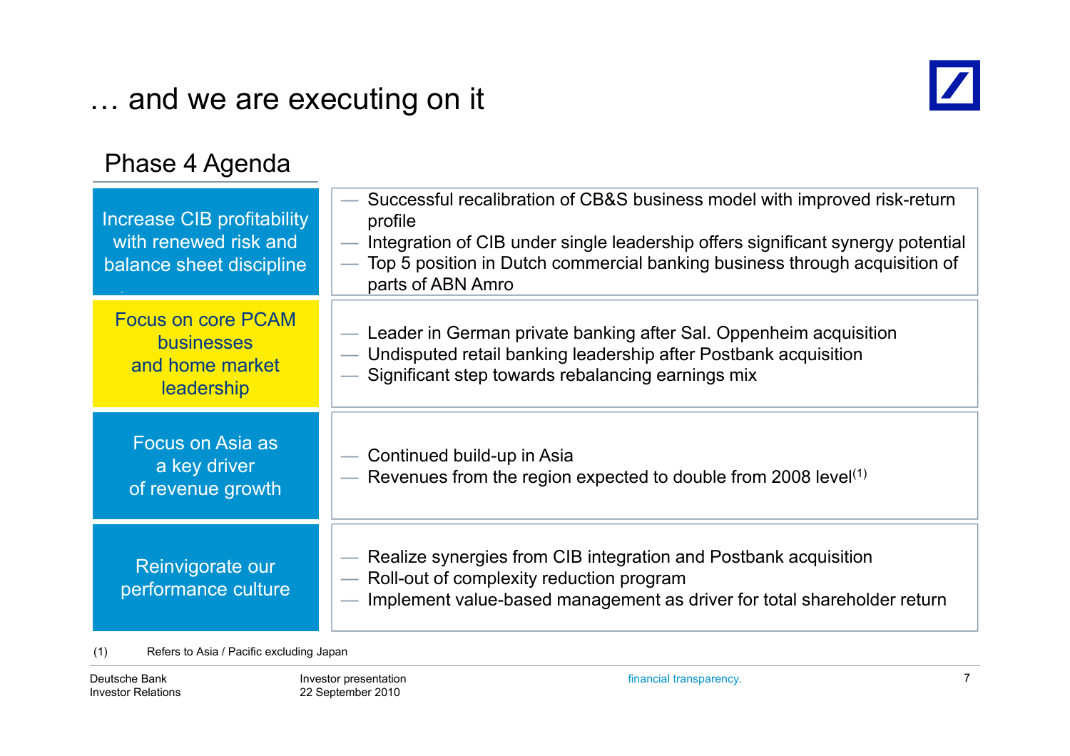# … and we are executing on it

## Phase 4 Agenda

| | |
|---|---|
| Increase CIB profitability with renewed risk and balance sheet discipline | — Successful recalibration of CB&S business model with improved risk-return profile<br>— Integration of CIB under single leadership offers significant synergy potential<br>— Top 5 position in Dutch commercial banking business through acquisition of parts of ABN Amro |
| Focus on core PCAM businesses and home market leadership | — Leader in German private banking after Sal. Oppenheim acquisition<br>— Undisputed retail banking leadership after Postbank acquisition<br>— Significant step towards rebalancing earnings mix |
| Focus on Asia as a key driver of revenue growth | — Continued build-up in Asia<br>— Revenues from the region expected to double from 2008 level[(1)] |
| Reinvigorate our performance culture | — Realize synergies from CIB integration and Postbank acquisition<br>— Roll-out of complexity reduction program<br>— Implement value-based management as driver for total shareholder return |

(1) Refers to Asia / Pacific excluding Japan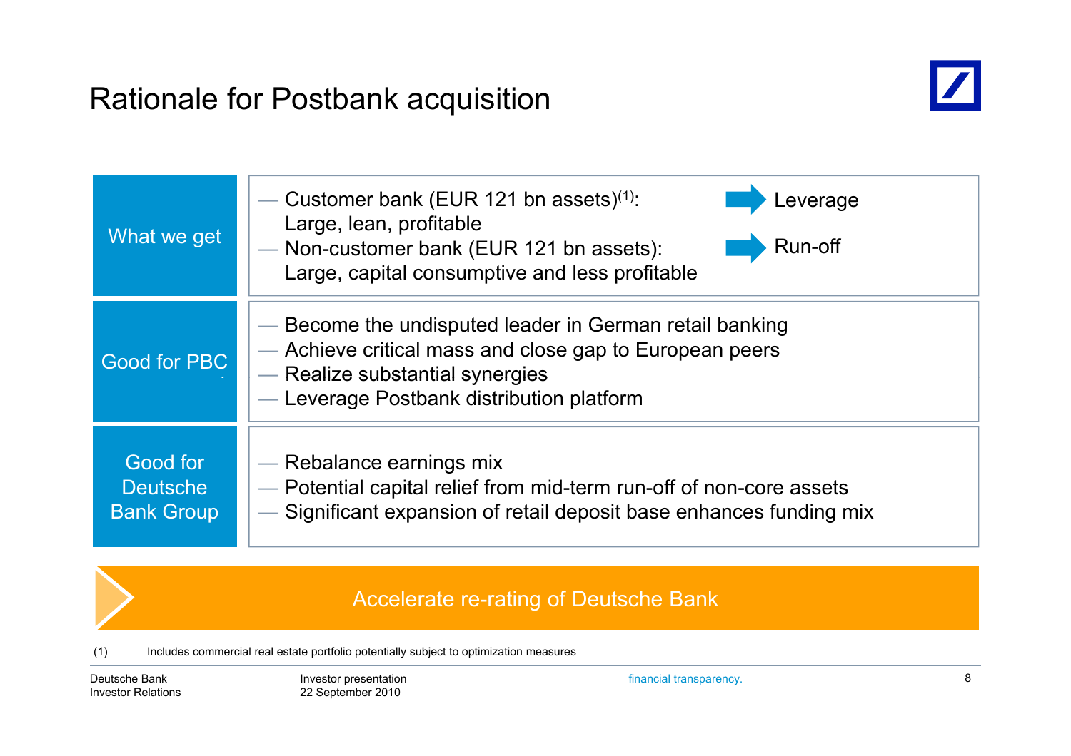# Rationale for Postbank acquisition

| | |
|---|---|
| **What we get** | — Customer bank (EUR 121 bn assets)[1]: Large, lean, profitable → Leverage<br>— Non-customer bank (EUR 121 bn assets): Large, capital consumptive and less profitable → Run-off |
| **Good for PBC** | — Become the undisputed leader in German retail banking<br>— Achieve critical mass and close gap to European peers<br>— Realize substantial synergies<br>— Leverage Postbank distribution platform |
| **Good for Deutsche Bank Group** | — Rebalance earnings mix<br>— Potential capital relief from mid-term run-off of non-core assets<br>— Significant expansion of retail deposit base enhances funding mix |

**Accelerate re-rating of Deutsche Bank**

(1) Includes commercial real estate portfolio potentially subject to optimization measures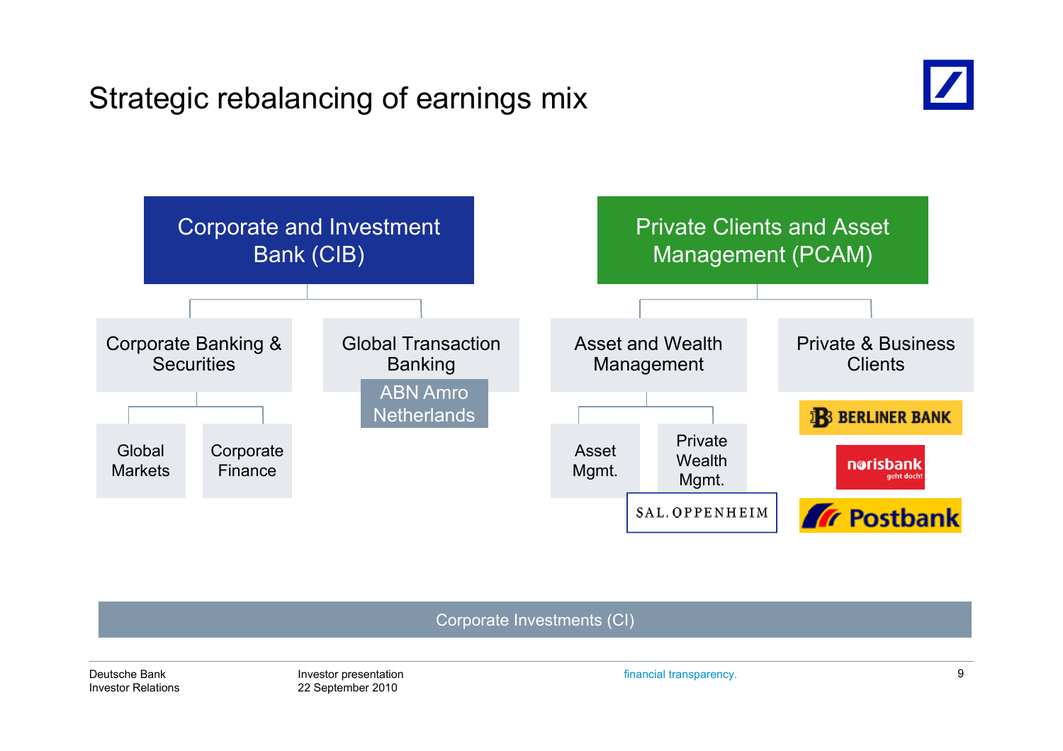# Strategic rebalancing of earnings mix

- **Corporate and Investment Bank (CIB)**
  - Corporate Banking & Securities
    - Global Markets
    - Corporate Finance
  - Global Transaction Banking
    - ABN Amro Netherlands
- **Private Clients and Asset Management (PCAM)**
  - Asset and Wealth Management
    - Asset Mgmt.
    - Private Wealth Mgmt.
      - SAL. OPPENHEIM
  - Private & Business Clients
    - BERLINER BANK
    - norisbank geht doch!
    - Postbank

**Corporate Investments (CI)**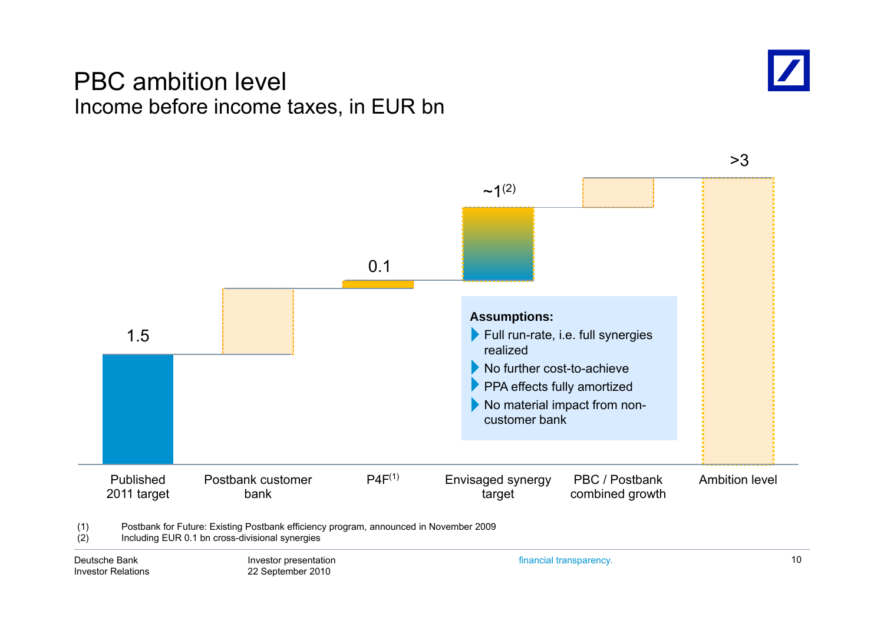# PBC ambition level

## Income before income taxes, in EUR bn

| Published 2011 target | Postbank customer bank | P4F[1] | Envisaged synergy target | PBC / Postbank combined growth | Ambition level |
|---|---|---|---|---|---|
| 1.5 | | 0.1 | ~1[2] | | >3 |

**Assumptions:**

- Full run-rate, i.e. full synergies realized
- No further cost-to-achieve
- PPA effects fully amortized
- No material impact from non-customer bank

(1) Postbank for Future: Existing Postbank efficiency program, announced in November 2009

(2) Including EUR 0.1 bn cross-divisional synergies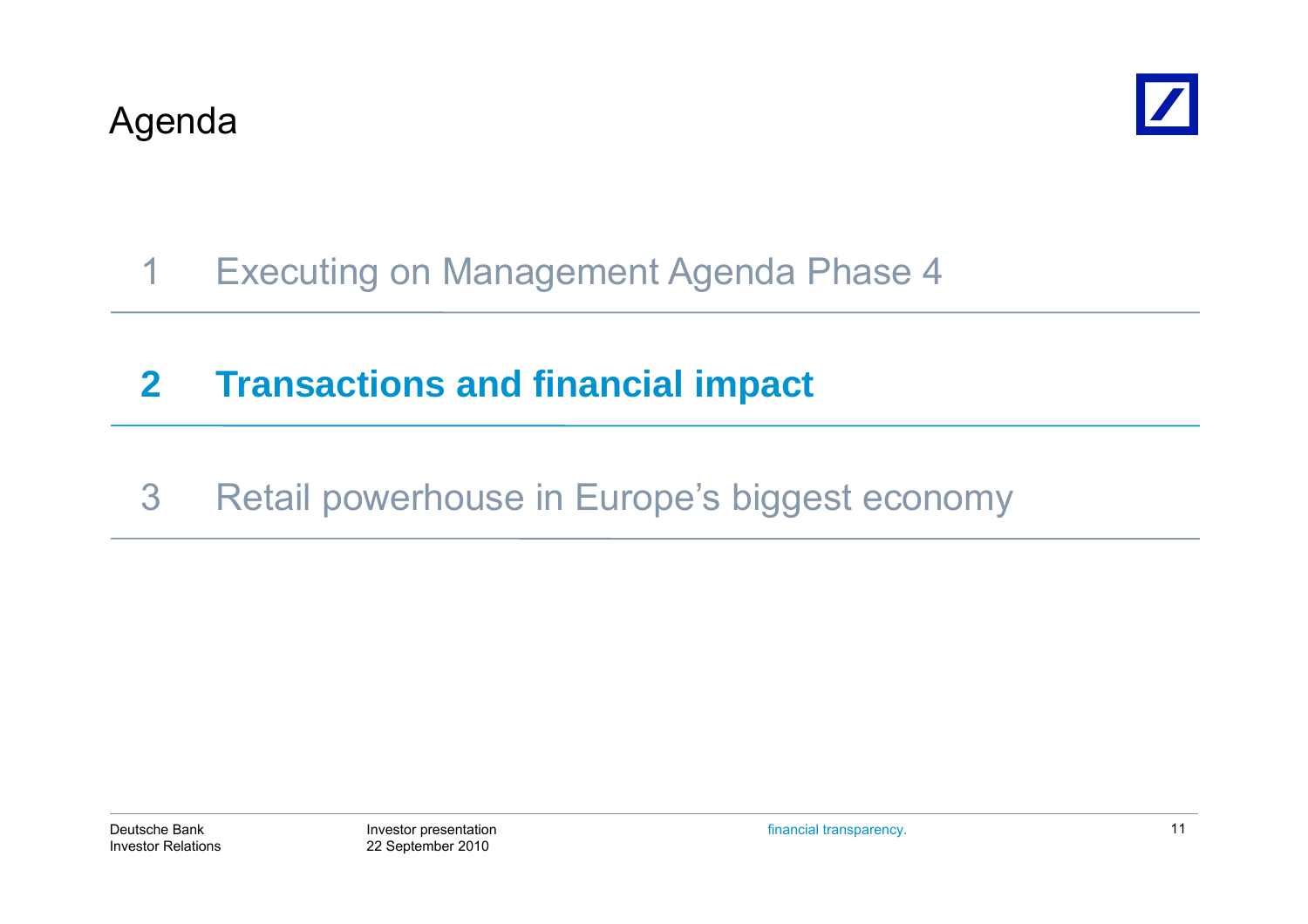# Agenda

1 Executing on Management Agenda Phase 4

**2 Transactions and financial impact**

3 Retail powerhouse in Europe's biggest economy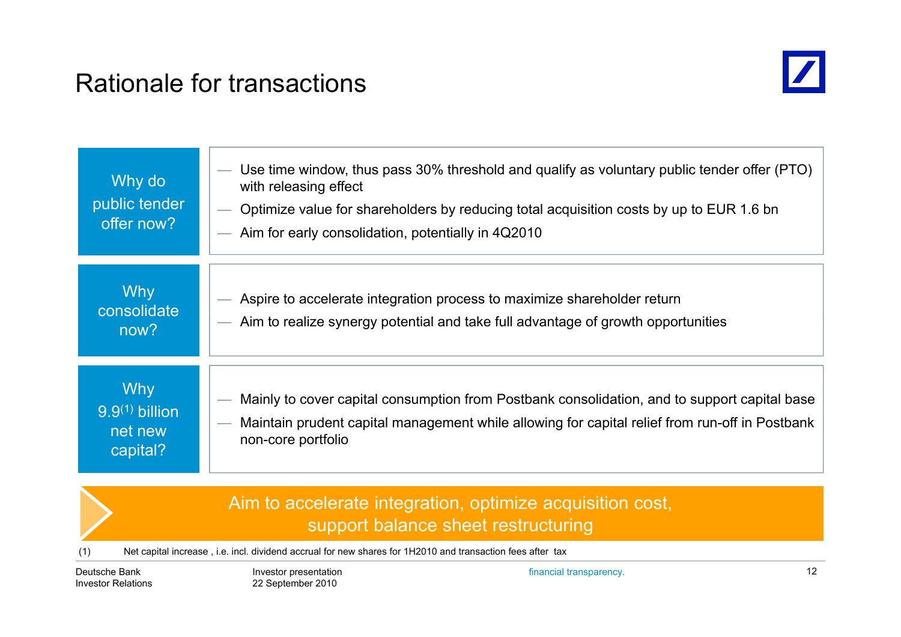# Rationale for transactions

**Why do public tender offer now?**

- Use time window, thus pass 30% threshold and qualify as voluntary public tender offer (PTO) with releasing effect
- Optimize value for shareholders by reducing total acquisition costs by up to EUR 1.6 bn
- Aim for early consolidation, potentially in 4Q2010

**Why consolidate now?**

- Aspire to accelerate integration process to maximize shareholder return
- Aim to realize synergy potential and take full advantage of growth opportunities

**Why 9.9[1] billion net new capital?**

- Mainly to cover capital consumption from Postbank consolidation, and to support capital base
- Maintain prudent capital management while allowing for capital relief from run-off in Postbank non-core portfolio

**Aim to accelerate integration, optimize acquisition cost, support balance sheet restructuring**

(1) Net capital increase , i.e. incl. dividend accrual for new shares for 1H2010 and transaction fees after tax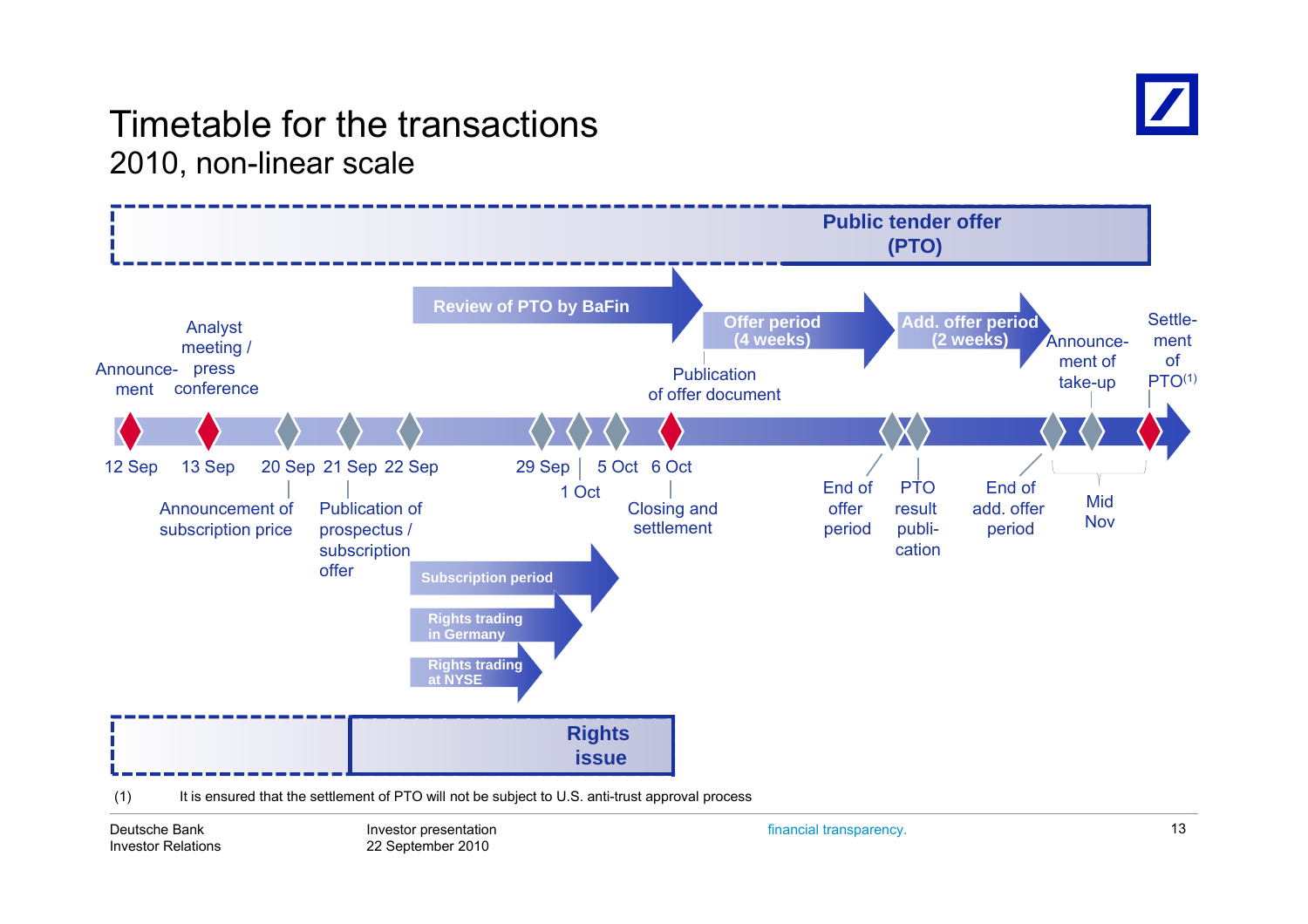# Timetable for the transactions

## 2010, non-linear scale

**Public tender offer (PTO)**

- **Review of PTO by BaFin**
- **Offer period (4 weeks)**
- **Add. offer period (2 weeks)**

| Date | Event |
|---|---|
| 12 Sep | Announcement |
| 13 Sep | Analyst meeting / press conference |
| 20 Sep | Announcement of subscription price |
| 21 Sep | Publication of prospectus / subscription offer |
| 22 Sep | |
| 29 Sep | |
| 1 Oct | |
| 5 Oct | |
| 6 Oct | Closing and settlement |
| | Publication of offer document |
| | End of offer period |
| | PTO result publication |
| | End of add. offer period |
| Mid Nov | Announcement of take-up |
| | Settlement of PTO(1) |

- **Subscription period**
- **Rights trading in Germany**
- **Rights trading at NYSE**

**Rights issue**

(1) It is ensured that the settlement of PTO will not be subject to U.S. anti-trust approval process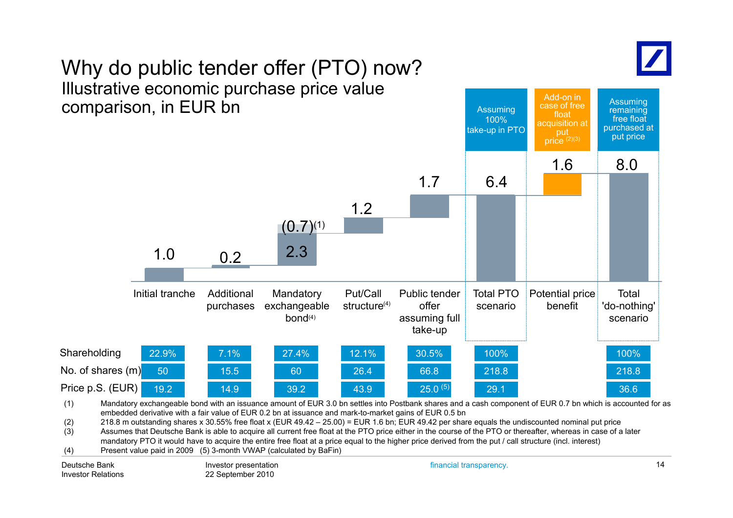# Why do public tender offer (PTO) now?

## Illustrative economic purchase price value comparison, in EUR bn

| | Initial tranche | Additional purchases | Mandatory exchangeable bond[4] | Put/Call structure[4] | Public tender offer assuming full take-up | Total PTO scenario (Assuming 100% take-up in PTO) | Potential price benefit (Add-on in case of free float acquisition at put price [2][3]) | Total 'do-nothing' scenario (Assuming remaining free float purchased at put price) |
|---|---|---|---|---|---|---|---|---|
| Value (EUR bn) | 1.0 | 0.2 | 2.3 / (0.7)[1] | 1.2 | 1.7 | 6.4 | 1.6 | 8.0 |
| Shareholding | 22.9% | 7.1% | 27.4% | 12.1% | 30.5% | 100% | | 100% |
| No. of shares (m) | 50 | 15.5 | 60 | 26.4 | 66.8 | 218.8 | | 218.8 |
| Price p.S. (EUR) | 19.2 | 14.9 | 39.2 | 43.9 | 25.0 [5] | 29.1 | | 36.6 |

(1) Mandatory exchangeable bond with an issuance amount of EUR 3.0 bn settles into Postbank shares and a cash component of EUR 0.7 bn which is accounted for as embedded derivative with a fair value of EUR 0.2 bn at issuance and mark-to-market gains of EUR 0.5 bn

(2) 218.8 m outstanding shares x 30.55% free float x (EUR 49.42 – 25.00) = EUR 1.6 bn; EUR 49.42 per share equals the undiscounted nominal put price

(3) Assumes that Deutsche Bank is able to acquire all current free float at the PTO price either in the course of the PTO or thereafter, whereas in case of a later mandatory PTO it would have to acquire the entire free float at a price equal to the higher price derived from the put / call structure (incl. interest)

(4) Present value paid in 2009 (5) 3-month VWAP (calculated by BaFin)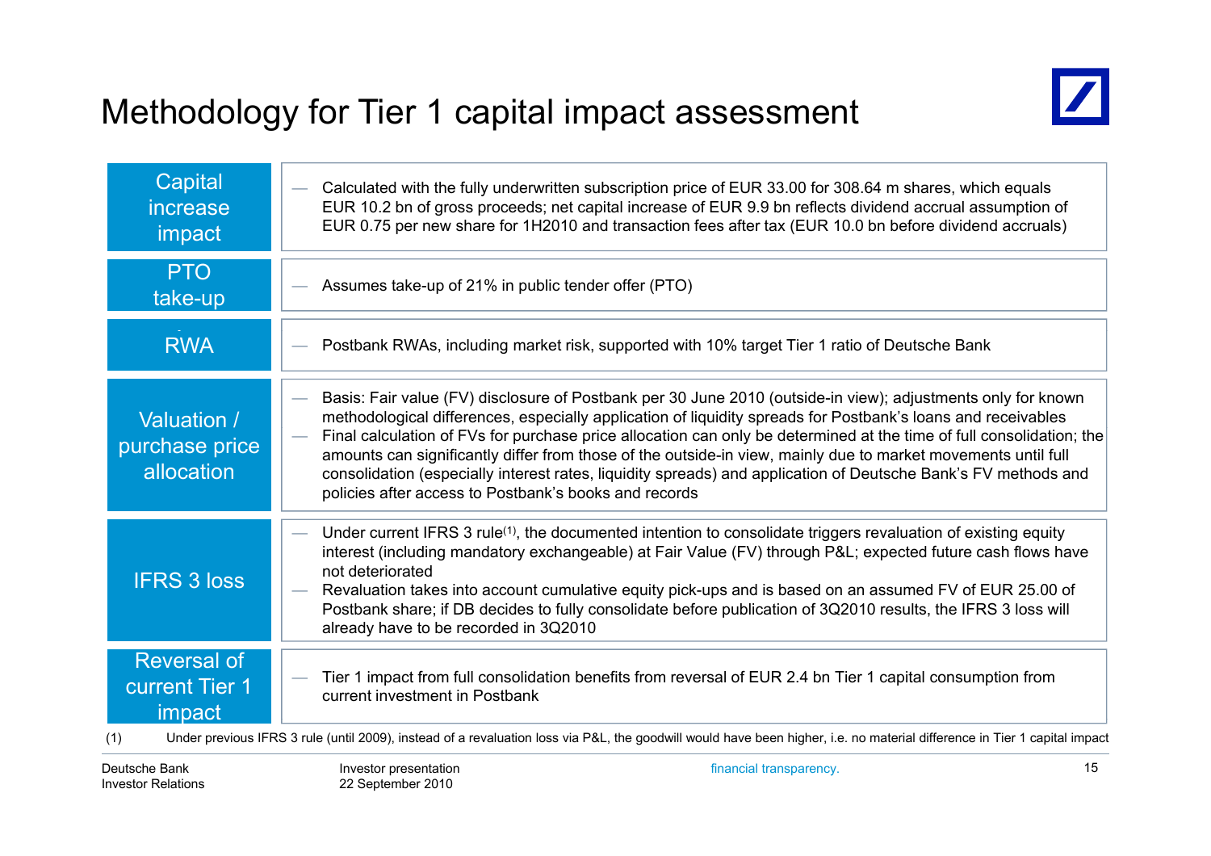# Methodology for Tier 1 capital impact assessment

| | |
|---|---|
| Capital increase impact | — Calculated with the fully underwritten subscription price of EUR 33.00 for 308.64 m shares, which equals EUR 10.2 bn of gross proceeds; net capital increase of EUR 9.9 bn reflects dividend accrual assumption of EUR 0.75 per new share for 1H2010 and transaction fees after tax (EUR 10.0 bn before dividend accruals) |
| PTO take-up | — Assumes take-up of 21% in public tender offer (PTO) |
| RWA | — Postbank RWAs, including market risk, supported with 10% target Tier 1 ratio of Deutsche Bank |
| Valuation / purchase price allocation | — Basis: Fair value (FV) disclosure of Postbank per 30 June 2010 (outside-in view); adjustments only for known methodological differences, especially application of liquidity spreads for Postbank's loans and receivables<br>— Final calculation of FVs for purchase price allocation can only be determined at the time of full consolidation; the amounts can significantly differ from those of the outside-in view, mainly due to market movements until full consolidation (especially interest rates, liquidity spreads) and application of Deutsche Bank's FV methods and policies after access to Postbank's books and records |
| IFRS 3 loss | — Under current IFRS 3 rule[1], the documented intention to consolidate triggers revaluation of existing equity interest (including mandatory exchangeable) at Fair Value (FV) through P&L; expected future cash flows have not deteriorated<br>— Revaluation takes into account cumulative equity pick-ups and is based on an assumed FV of EUR 25.00 of Postbank share; if DB decides to fully consolidate before publication of 3Q2010 results, the IFRS 3 loss will already have to be recorded in 3Q2010 |
| Reversal of current Tier 1 impact | — Tier 1 impact from full consolidation benefits from reversal of EUR 2.4 bn Tier 1 capital consumption from current investment in Postbank |

(1) Under previous IFRS 3 rule (until 2009), instead of a revaluation loss via P&L, the goodwill would have been higher, i.e. no material difference in Tier 1 capital impact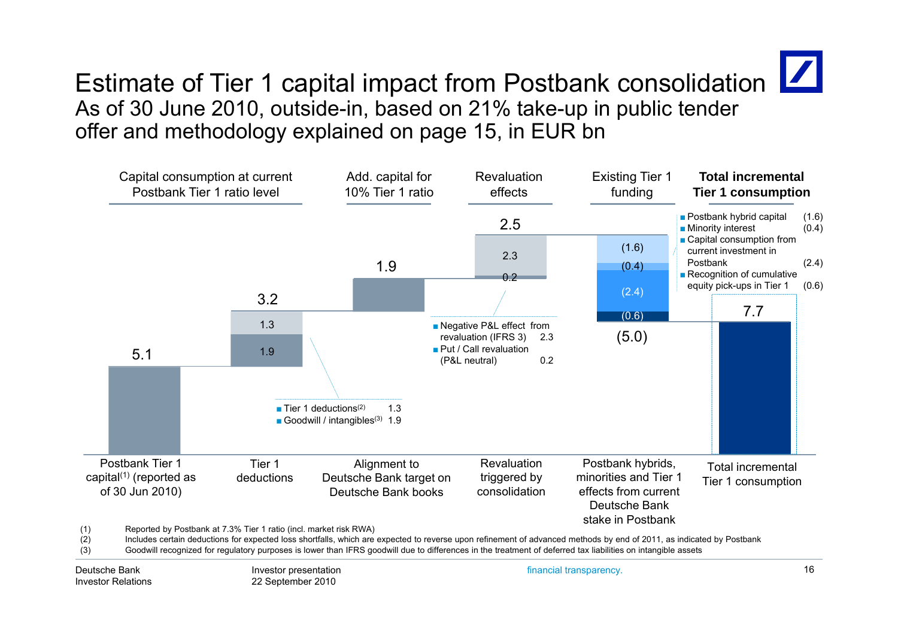# Estimate of Tier 1 capital impact from Postbank consolidation

## As of 30 June 2010, outside-in, based on 21% take-up in public tender offer and methodology explained on page 15, in EUR bn

| | Capital consumption at current Postbank Tier 1 ratio level | | Add. capital for 10% Tier 1 ratio | Revaluation effects | Existing Tier 1 funding | **Total incremental Tier 1 consumption** |
|---|---|---|---|---|---|---|
| | Postbank Tier 1 capital[1] (reported as of 30 Jun 2010) | Tier 1 deductions | Alignment to Deutsche Bank target on Deutsche Bank books | Revaluation triggered by consolidation | Postbank hybrids, minorities and Tier 1 effects from current Deutsche Bank stake in Postbank | Total incremental Tier 1 consumption |
| Value | 5.1 | 3.2 | 1.9 | 2.5 | (5.0) | 7.7 |

Tier 1 deductions breakdown:
- Tier 1 deductions[2]: 1.3
- Goodwill / intangibles[3]: 1.9

Revaluation effects breakdown:
- Negative P&L effect from revaluation (IFRS 3): 2.3
- Put / Call revaluation (P&L neutral): 0.2

Existing Tier 1 funding breakdown:
- Postbank hybrid capital: (1.6)
- Minority interest: (0.4)
- Capital consumption from current investment in Postbank: (2.4)
- Recognition of cumulative equity pick-ups in Tier 1: (0.6)

(1) Reported by Postbank at 7.3% Tier 1 ratio (incl. market risk RWA)
(2) Includes certain deductions for expected loss shortfalls, which are expected to reverse upon refinement of advanced methods by end of 2011, as indicated by Postbank
(3) Goodwill recognized for regulatory purposes is lower than IFRS goodwill due to differences in the treatment of deferred tax liabilities on intangible assets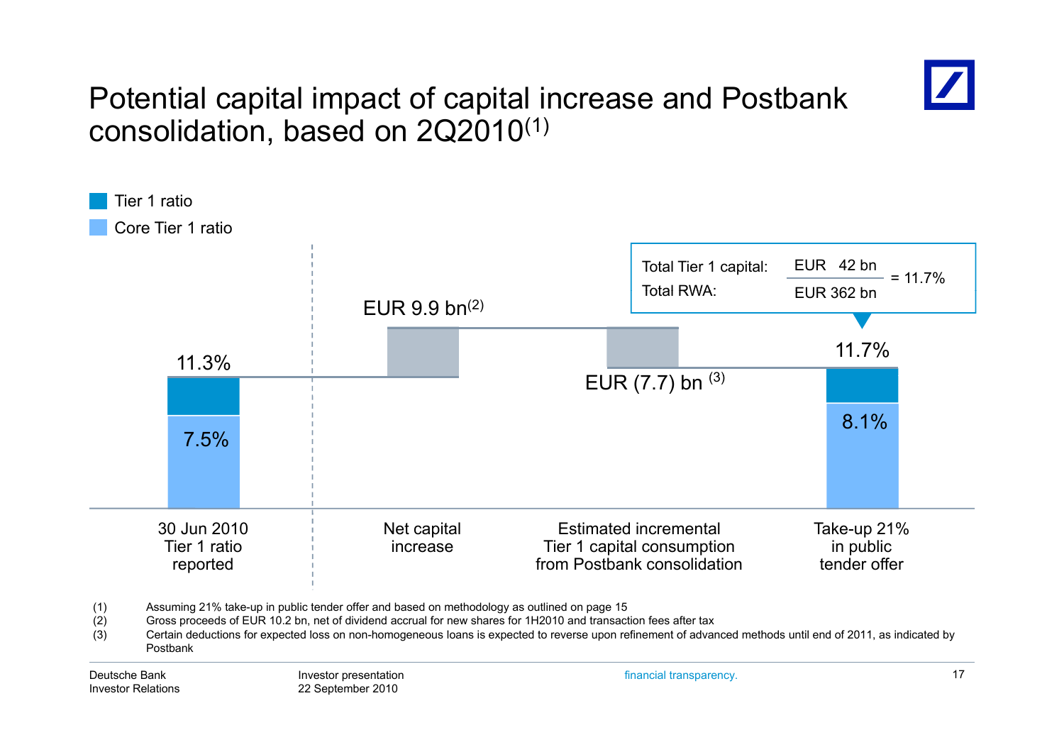# Potential capital impact of capital increase and Postbank consolidation, based on 2Q2010[1]

- Tier 1 ratio
- Core Tier 1 ratio

| | 30 Jun 2010 Tier 1 ratio reported | Net capital increase | Estimated incremental Tier 1 capital consumption from Postbank consolidation | Take-up 21% in public tender offer |
|---|---|---|---|---|
| Tier 1 ratio | 11.3% | EUR 9.9 bn[2] | EUR (7.7) bn [3] | 11.7% |
| Core Tier 1 ratio | 7.5% | | | 8.1% |

Total Tier 1 capital: EUR 42 bn / Total RWA: EUR 362 bn = 11.7%

(1) Assuming 21% take-up in public tender offer and based on methodology as outlined on page 15

(2) Gross proceeds of EUR 10.2 bn, net of dividend accrual for new shares for 1H2010 and transaction fees after tax

(3) Certain deductions for expected loss on non-homogeneous loans is expected to reverse upon refinement of advanced methods until end of 2011, as indicated by Postbank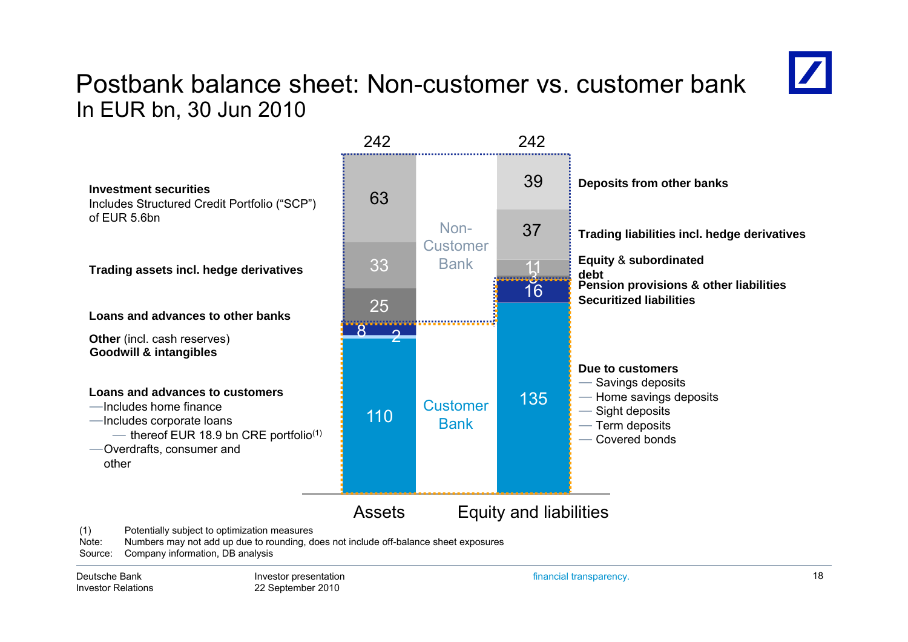# Postbank balance sheet: Non-customer vs. customer bank

In EUR bn, 30 Jun 2010

| Assets | EUR bn | | Equity and liabilities | EUR bn |
|---|---|---|---|---|
| **Investment securities** Includes Structured Credit Portfolio ("SCP") of EUR 5.6bn | 63 | Non-Customer Bank | **Deposits from other banks** | 39 |
| **Trading assets incl. hedge derivatives** | 33 | Non-Customer Bank | **Trading liabilities incl. hedge derivatives** | 37 |
| **Loans and advances to other banks** | 25 | Non-Customer Bank | **Equity & subordinated debt** | 11 |
| | | | **Pension provisions & other liabilities** | 3 |
| **Other** (incl. cash reserves) | 8 | Customer Bank | **Securitized liabilities** | 16 |
| **Goodwill & intangibles** | 2 | Customer Bank | | |
| **Loans and advances to customers** | 110 | Customer Bank | **Due to customers** | 135 |
| **Total** | 242 | | **Total** | 242 |

**Loans and advances to customers**
- Includes home finance
- Includes corporate loans
  - thereof EUR 18.9 bn CRE portfolio[1]
- Overdrafts, consumer and other

**Due to customers**
- Savings deposits
- Home savings deposits
- Sight deposits
- Term deposits
- Covered bonds

(1) Potentially subject to optimization measures

Note: Numbers may not add up due to rounding, does not include off-balance sheet exposures

Source: Company information, DB analysis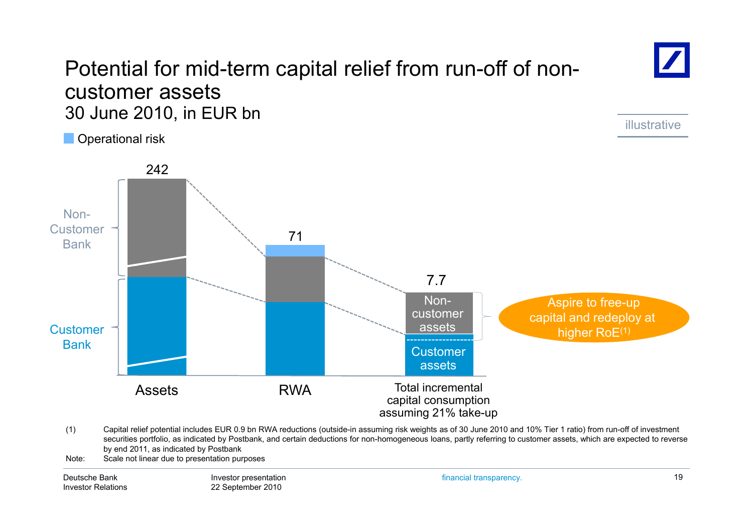# Potential for mid-term capital relief from run-off of non-customer assets

## 30 June 2010, in EUR bn

illustrative

Operational risk

Non-Customer Bank

Customer Bank

242

71

7.7

Non-customer assets

Customer assets

Assets

RWA

Total incremental capital consumption assuming 21% take-up

Aspire to free-up capital and redeploy at higher RoE[(1)]

(1) Capital relief potential includes EUR 0.9 bn RWA reductions (outside-in assuming risk weights as of 30 June 2010 and 10% Tier 1 ratio) from run-off of investment securities portfolio, as indicated by Postbank, and certain deductions for non-homogeneous loans, partly referring to customer assets, which are expected to reverse by end 2011, as indicated by Postbank

Note: Scale not linear due to presentation purposes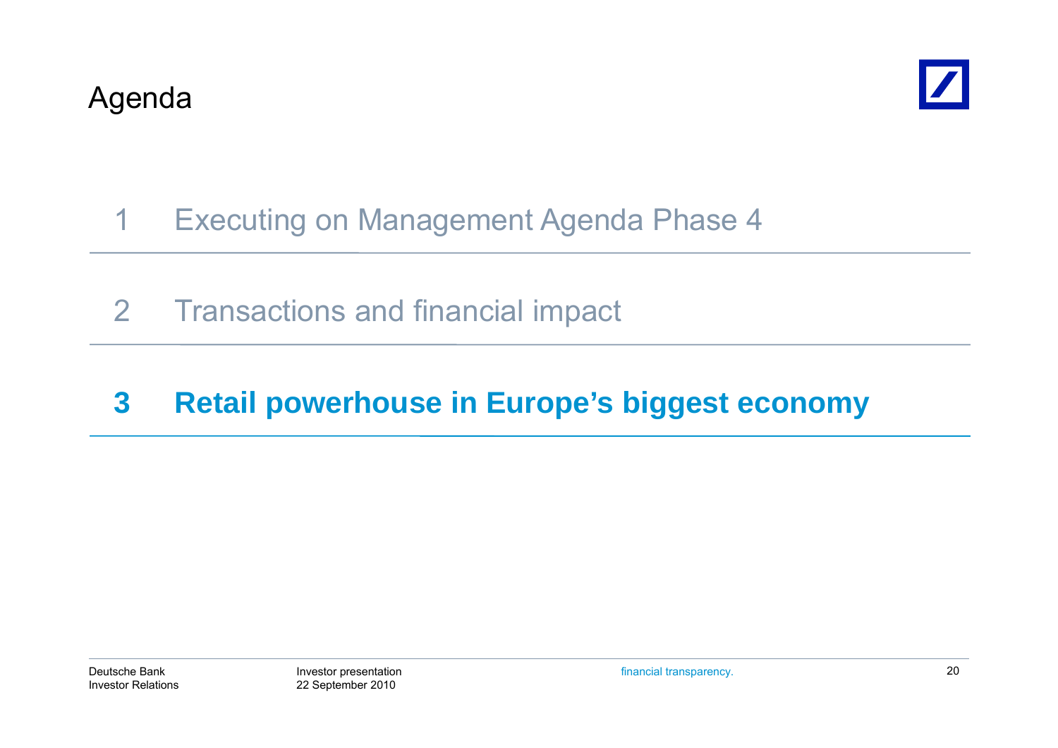# Agenda

1 Executing on Management Agenda Phase 4

2 Transactions and financial impact

**3 Retail powerhouse in Europe's biggest economy**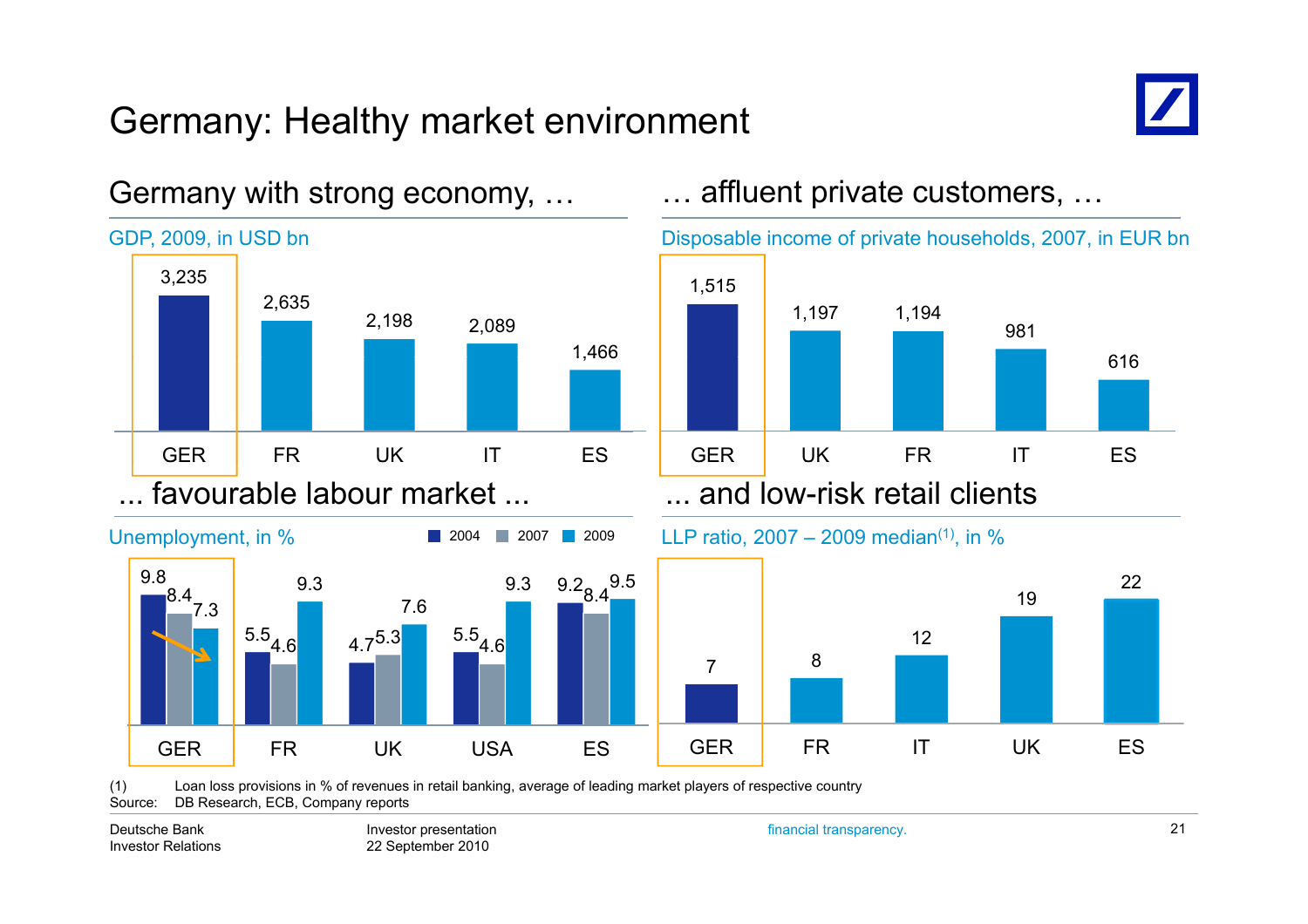# Germany: Healthy market environment

## Germany with strong economy, …

GDP, 2009, in USD bn

| GER | FR | UK | IT | ES |
|---|---|---|---|---|
| 3,235 | 2,635 | 2,198 | 2,089 | 1,466 |

## … affluent private customers, …

Disposable income of private households, 2007, in EUR bn

| GER | UK | FR | IT | ES |
|---|---|---|---|---|
| 1,515 | 1,197 | 1,194 | 981 | 616 |

## ... favourable labour market ...

Unemployment, in %

| | GER | FR | UK | USA | ES |
|---|---|---|---|---|---|
| 2004 | 9.8 | 5.5 | 4.7 | 5.5 | 9.2 |
| 2007 | 8.4 | 4.6 | 5.3 | 4.6 | 8.4 |
| 2009 | 7.3 | 9.3 | 7.6 | 9.3 | 9.5 |

## ... and low-risk retail clients

LLP ratio, 2007 – 2009 median(1), in %

| GER | FR | IT | UK | ES |
|---|---|---|---|---|
| 7 | 8 | 12 | 19 | 22 |

(1) Loan loss provisions in % of revenues in retail banking, average of leading market players of respective country

Source: DB Research, ECB, Company reports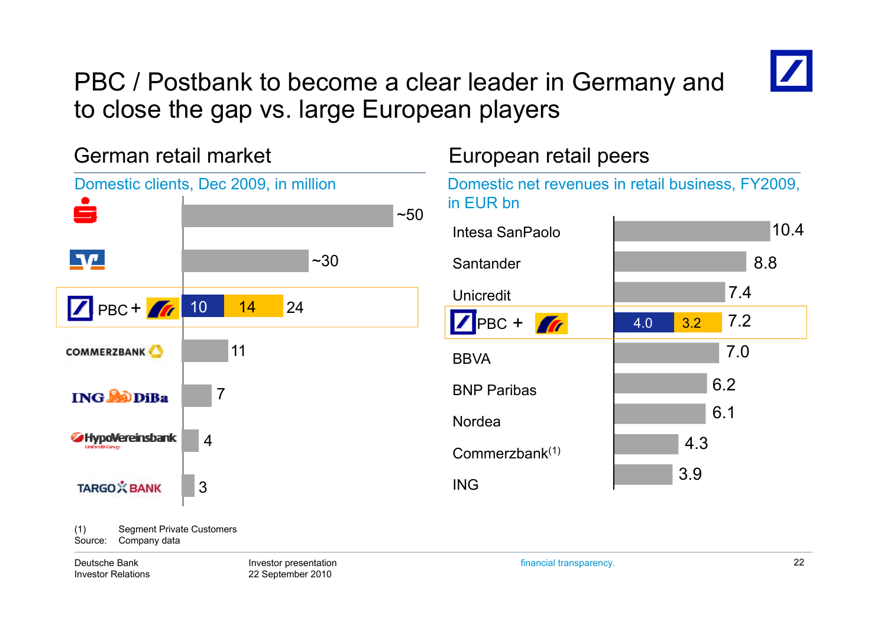# PBC / Postbank to become a clear leader in Germany and to close the gap vs. large European players

## German retail market

Domestic clients, Dec 2009, in million

| Bank | Clients |
|---|---|
| Sparkassen | ~50 |
| Volksbanken | ~30 |
| PBC + Postbank | 10 + 14 = 24 |
| Commerzbank | 11 |
| ING DiBa | 7 |
| HypoVereinsbank | 4 |
| Targo Bank | 3 |

## European retail peers

Domestic net revenues in retail business, FY2009, in EUR bn

| Bank | Revenues |
|---|---|
| Intesa SanPaolo | 10.4 |
| Santander | 8.8 |
| Unicredit | 7.4 |
| PBC + Postbank | 4.0 + 3.2 = 7.2 |
| BBVA | 7.0 |
| BNP Paribas | 6.2 |
| Nordea | 6.1 |
| Commerzbank[1] | 4.3 |
| ING | 3.9 |

(1) Segment Private Customers
Source: Company data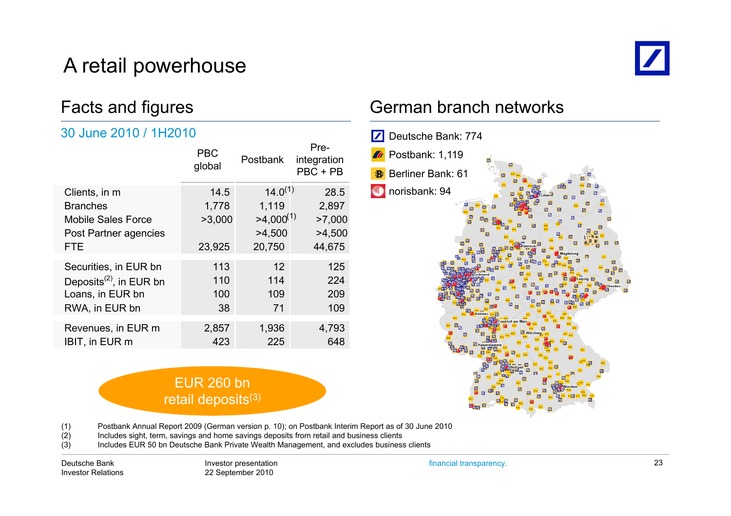# A retail powerhouse

## Facts and figures

### 30 June 2010 / 1H2010

| | PBC global | Postbank | Pre-integration PBC + PB |
|---|---|---|---|
| Clients, in m | 14.5 | 14.0[1] | 28.5 |
| Branches | 1,778 | 1,119 | 2,897 |
| Mobile Sales Force | >3,000 | >4,000[1] | >7,000 |
| Post Partner agencies | | >4,500 | >4,500 |
| FTE | 23,925 | 20,750 | 44,675 |
| Securities, in EUR bn | 113 | 12 | 125 |
| Deposits[2], in EUR bn | 110 | 114 | 224 |
| Loans, in EUR bn | 100 | 109 | 209 |
| RWA, in EUR bn | 38 | 71 | 109 |
| Revenues, in EUR m | 2,857 | 1,936 | 4,793 |
| IBIT, in EUR m | 423 | 225 | 648 |

EUR 260 bn retail deposits[3]

## German branch networks

- Deutsche Bank: 774
- Postbank: 1,119
- Berliner Bank: 61
- norisbank: 94

(1) Postbank Annual Report 2009 (German version p. 10); on Postbank Interim Report as of 30 June 2010
(2) Includes sight, term, savings and home savings deposits from retail and business clients
(3) Includes EUR 50 bn Deutsche Bank Private Wealth Management, and excludes business clients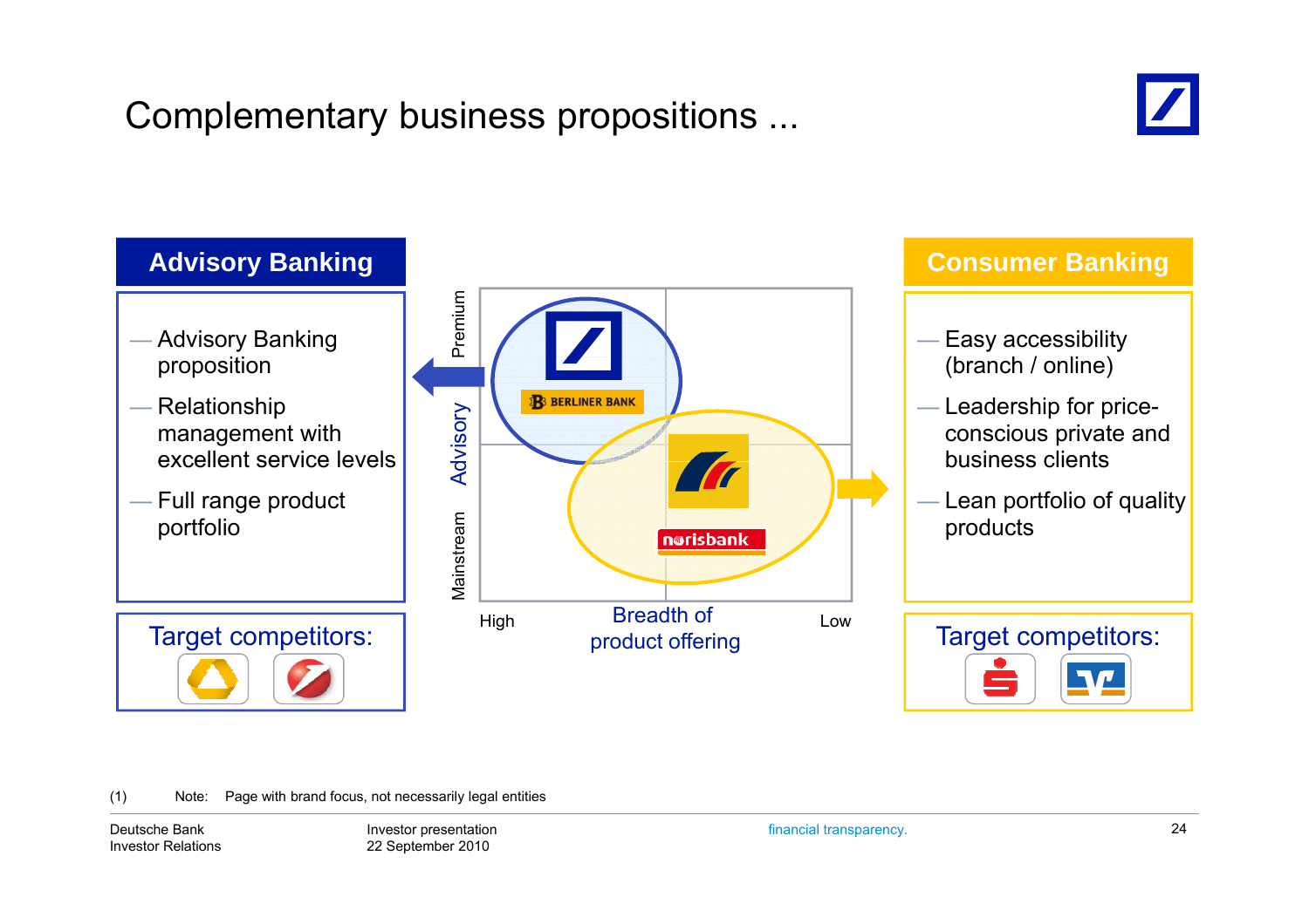# Complementary business propositions ...

## Advisory Banking

- Advisory Banking proposition
- Relationship management with excellent service levels
- Full range product portfolio

Target competitors:

Premium — Advisory — Mainstream

BERLINER BANK

norisbank

High — Breadth of product offering — Low

## Consumer Banking

- Easy accessibility (branch / online)
- Leadership for price-conscious private and business clients
- Lean portfolio of quality products

Target competitors:

(1) Note: Page with brand focus, not necessarily legal entities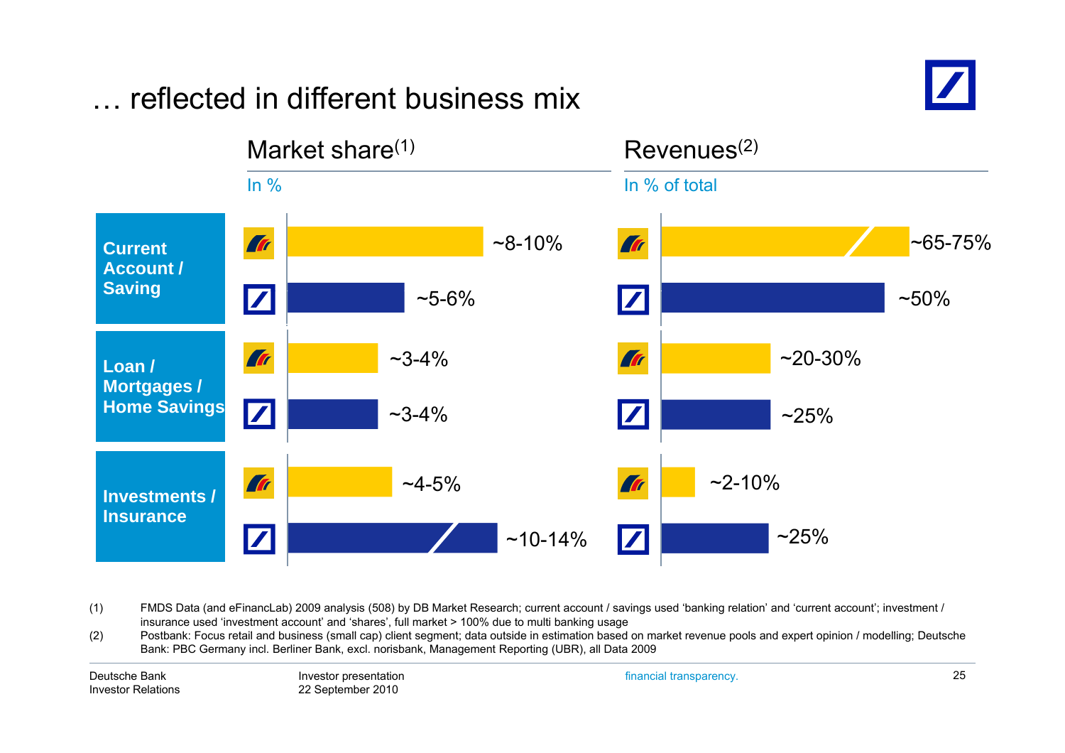# … reflected in different business mix

| | | Market share[1] (In %) | Revenues[2] (In % of total) |
|---|---|---|---|
| Current Account / Saving | Postbank | ~8-10% | ~65-75% |
| | Deutsche Bank | ~5-6% | ~50% |
| Loan / Mortgages / Home Savings | Postbank | ~3-4% | ~20-30% |
| | Deutsche Bank | ~3-4% | ~25% |
| Investments / Insurance | Postbank | ~4-5% | ~2-10% |
| | Deutsche Bank | ~10-14% | ~25% |

(1) FMDS Data (and eFinancLab) 2009 analysis (508) by DB Market Research; current account / savings used 'banking relation' and 'current account'; investment / insurance used 'investment account' and 'shares', full market > 100% due to multi banking usage

(2) Postbank: Focus retail and business (small cap) client segment; data outside in estimation based on market revenue pools and expert opinion / modelling; Deutsche Bank: PBC Germany incl. Berliner Bank, excl. norisbank, Management Reporting (UBR), all Data 2009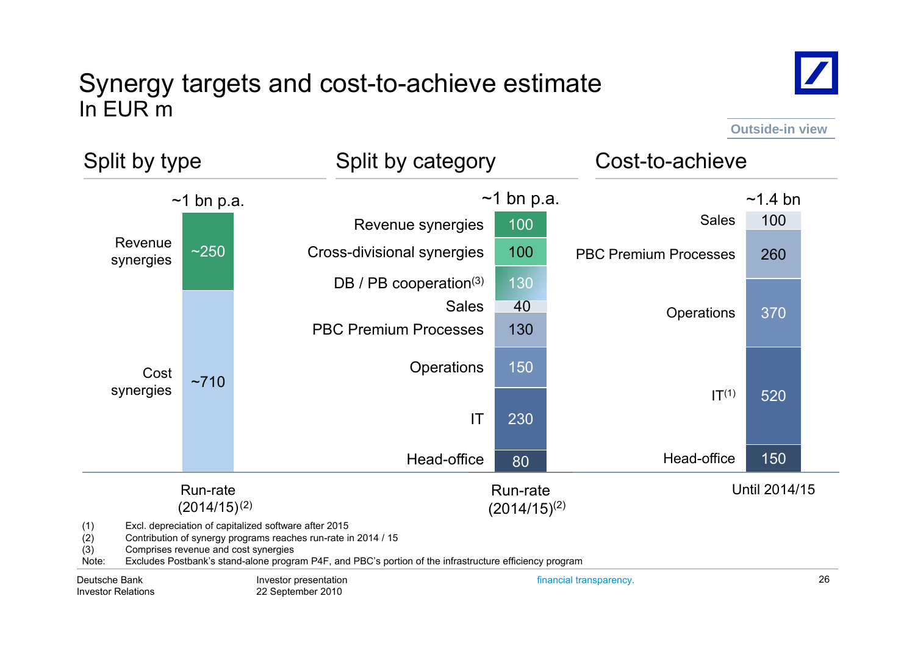# Synergy targets and cost-to-achieve estimate

In EUR m

Outside-in view

## Split by type

~1 bn p.a.

| Type | Run-rate (2014/15)[2] |
|---|---|
| Revenue synergies | ~250 |
| Cost synergies | ~710 |

## Split by category

~1 bn p.a.

| Category | Run-rate (2014/15)[2] |
|---|---|
| Revenue synergies | 100 |
| Cross-divisional synergies | 100 |
| DB / PB cooperation[3] | 130 |
| Sales | 40 |
| PBC Premium Processes | 130 |
| Operations | 150 |
| IT | 230 |
| Head-office | 80 |

## Cost-to-achieve

~1.4 bn

| Category | Until 2014/15 |
|---|---|
| Sales | 100 |
| PBC Premium Processes | 260 |
| Operations | 370 |
| IT[1] | 520 |
| Head-office | 150 |

(1) Excl. depreciation of capitalized software after 2015
(2) Contribution of synergy programs reaches run-rate in 2014 / 15
(3) Comprises revenue and cost synergies
Note: Excludes Postbank's stand-alone program P4F, and PBC's portion of the infrastructure efficiency program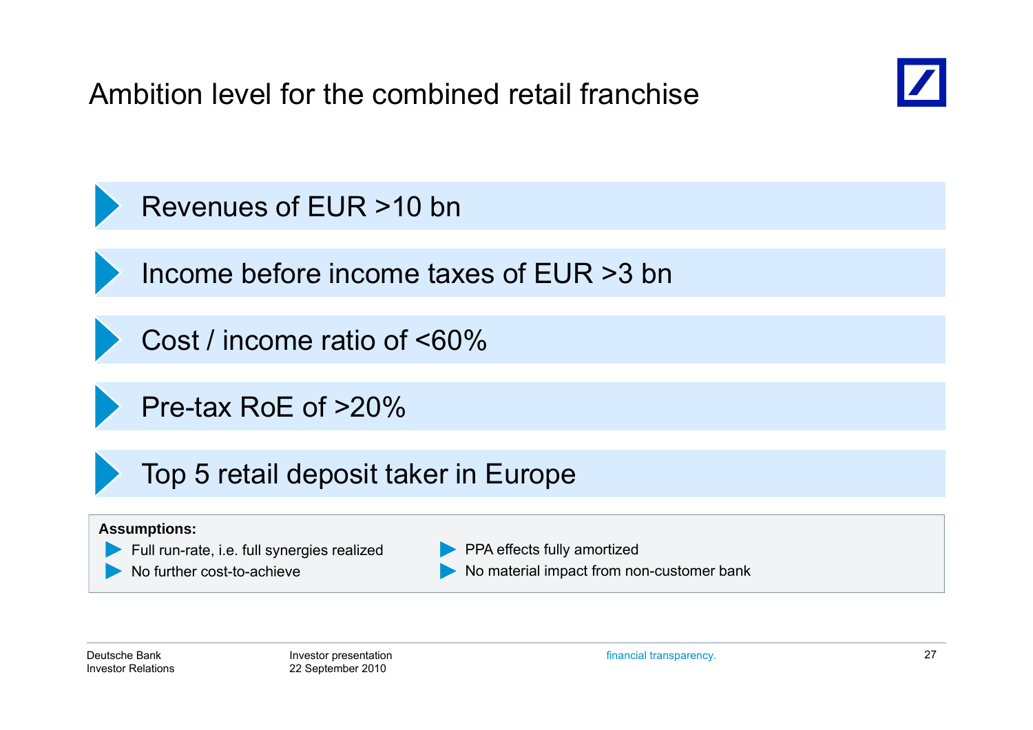# Ambition level for the combined retail franchise

- Revenues of EUR >10 bn
- Income before income taxes of EUR >3 bn
- Cost / income ratio of <60%
- Pre-tax RoE of >20%
- Top 5 retail deposit taker in Europe

**Assumptions:**

- Full run-rate, i.e. full synergies realized
- No further cost-to-achieve
- PPA effects fully amortized
- No material impact from non-customer bank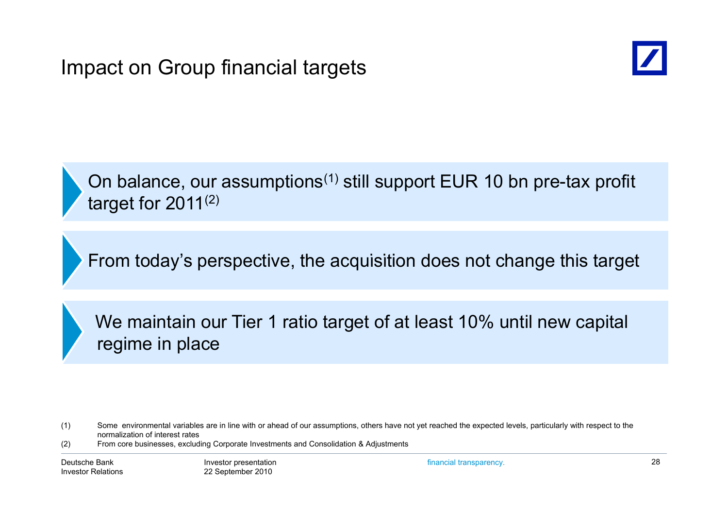# Impact on Group financial targets

- On balance, our assumptions[(1)] still support EUR 10 bn pre-tax profit target for 2011[(2)]
- From today's perspective, the acquisition does not change this target
- We maintain our Tier 1 ratio target of at least 10% until new capital regime in place

(1) Some environmental variables are in line with or ahead of our assumptions, others have not yet reached the expected levels, particularly with respect to the normalization of interest rates

(2) From core businesses, excluding Corporate Investments and Consolidation & Adjustments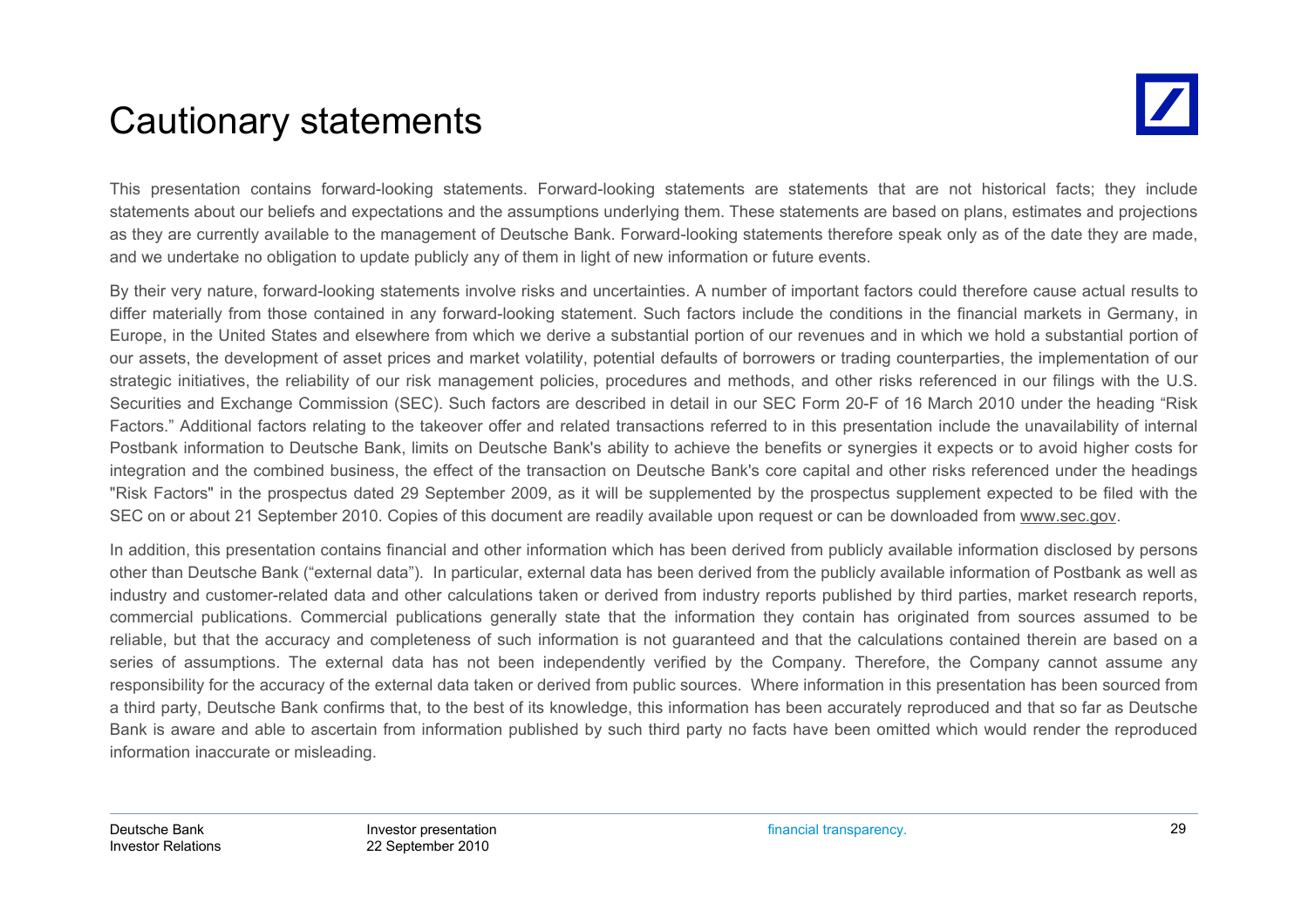# Cautionary statements

This presentation contains forward-looking statements. Forward-looking statements are statements that are not historical facts; they include statements about our beliefs and expectations and the assumptions underlying them. These statements are based on plans, estimates and projections as they are currently available to the management of Deutsche Bank. Forward-looking statements therefore speak only as of the date they are made, and we undertake no obligation to update publicly any of them in light of new information or future events.

By their very nature, forward-looking statements involve risks and uncertainties. A number of important factors could therefore cause actual results to differ materially from those contained in any forward-looking statement. Such factors include the conditions in the financial markets in Germany, in Europe, in the United States and elsewhere from which we derive a substantial portion of our revenues and in which we hold a substantial portion of our assets, the development of asset prices and market volatility, potential defaults of borrowers or trading counterparties, the implementation of our strategic initiatives, the reliability of our risk management policies, procedures and methods, and other risks referenced in our filings with the U.S. Securities and Exchange Commission (SEC). Such factors are described in detail in our SEC Form 20-F of 16 March 2010 under the heading “Risk Factors.” Additional factors relating to the takeover offer and related transactions referred to in this presentation include the unavailability of internal Postbank information to Deutsche Bank, limits on Deutsche Bank's ability to achieve the benefits or synergies it expects or to avoid higher costs for integration and the combined business, the effect of the transaction on Deutsche Bank's core capital and other risks referenced under the headings "Risk Factors" in the prospectus dated 29 September 2009, as it will be supplemented by the prospectus supplement expected to be filed with the SEC on or about 21 September 2010. Copies of this document are readily available upon request or can be downloaded from www.sec.gov.

In addition, this presentation contains financial and other information which has been derived from publicly available information disclosed by persons other than Deutsche Bank (“external data”). In particular, external data has been derived from the publicly available information of Postbank as well as industry and customer-related data and other calculations taken or derived from industry reports published by third parties, market research reports, commercial publications. Commercial publications generally state that the information they contain has originated from sources assumed to be reliable, but that the accuracy and completeness of such information is not guaranteed and that the calculations contained therein are based on a series of assumptions. The external data has not been independently verified by the Company. Therefore, the Company cannot assume any responsibility for the accuracy of the external data taken or derived from public sources. Where information in this presentation has been sourced from a third party, Deutsche Bank confirms that, to the best of its knowledge, this information has been accurately reproduced and that so far as Deutsche Bank is aware and able to ascertain from information published by such third party no facts have been omitted which would render the reproduced information inaccurate or misleading.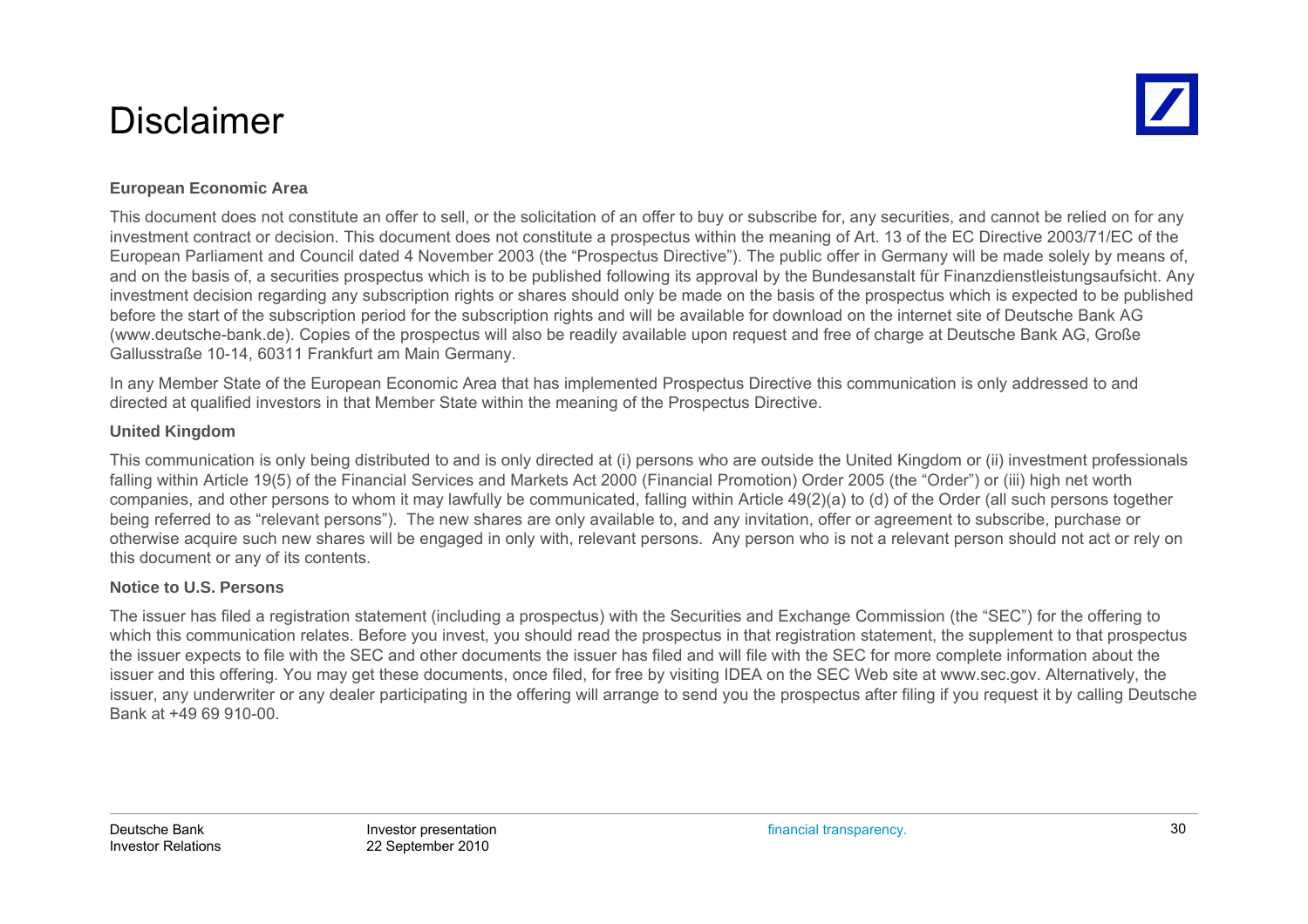# Disclaimer

**European Economic Area**

This document does not constitute an offer to sell, or the solicitation of an offer to buy or subscribe for, any securities, and cannot be relied on for any investment contract or decision. This document does not constitute a prospectus within the meaning of Art. 13 of the EC Directive 2003/71/EC of the European Parliament and Council dated 4 November 2003 (the "Prospectus Directive"). The public offer in Germany will be made solely by means of, and on the basis of, a securities prospectus which is to be published following its approval by the Bundesanstalt für Finanzdienstleistungsaufsicht. Any investment decision regarding any subscription rights or shares should only be made on the basis of the prospectus which is expected to be published before the start of the subscription period for the subscription rights and will be available for download on the internet site of Deutsche Bank AG (www.deutsche-bank.de). Copies of the prospectus will also be readily available upon request and free of charge at Deutsche Bank AG, Große Gallusstraße 10-14, 60311 Frankfurt am Main Germany.

In any Member State of the European Economic Area that has implemented Prospectus Directive this communication is only addressed to and directed at qualified investors in that Member State within the meaning of the Prospectus Directive.

**United Kingdom**

This communication is only being distributed to and is only directed at (i) persons who are outside the United Kingdom or (ii) investment professionals falling within Article 19(5) of the Financial Services and Markets Act 2000 (Financial Promotion) Order 2005 (the "Order") or (iii) high net worth companies, and other persons to whom it may lawfully be communicated, falling within Article 49(2)(a) to (d) of the Order (all such persons together being referred to as "relevant persons"). The new shares are only available to, and any invitation, offer or agreement to subscribe, purchase or otherwise acquire such new shares will be engaged in only with, relevant persons. Any person who is not a relevant person should not act or rely on this document or any of its contents.

**Notice to U.S. Persons**

The issuer has filed a registration statement (including a prospectus) with the Securities and Exchange Commission (the "SEC") for the offering to which this communication relates. Before you invest, you should read the prospectus in that registration statement, the supplement to that prospectus the issuer expects to file with the SEC and other documents the issuer has filed and will file with the SEC for more complete information about the issuer and this offering. You may get these documents, once filed, for free by visiting IDEA on the SEC Web site at www.sec.gov. Alternatively, the issuer, any underwriter or any dealer participating in the offering will arrange to send you the prospectus after filing if you request it by calling Deutsche Bank at +49 69 910-00.